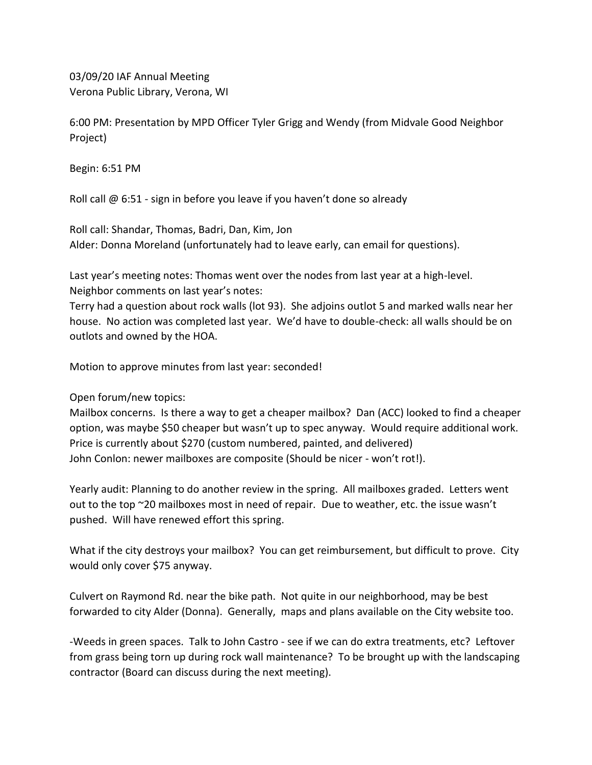03/09/20 IAF Annual Meeting
Verona Public Library, Verona, WI

6:00 PM: Presentation by MPD Officer Tyler Grigg and Wendy (from Midvale Good Neighbor Project)

Begin: 6:51 PM

Roll call @ 6:51 - sign in before you leave if you haven't done so already

Roll call: Shandar, Thomas, Badri, Dan, Kim, Jon
Alder: Donna Moreland (unfortunately had to leave early, can email for questions).

Last year's meeting notes: Thomas went over the nodes from last year at a high-level.
Neighbor comments on last year's notes:
Terry had a question about rock walls (lot 93). She adjoins outlot 5 and marked walls near her house. No action was completed last year. We'd have to double-check: all walls should be on outlots and owned by the HOA.

Motion to approve minutes from last year: seconded!

Open forum/new topics:
Mailbox concerns. Is there a way to get a cheaper mailbox? Dan (ACC) looked to find a cheaper option, was maybe $50 cheaper but wasn't up to spec anyway. Would require additional work. Price is currently about $270 (custom numbered, painted, and delivered)
John Conlon: newer mailboxes are composite (Should be nicer - won't rot!).

Yearly audit: Planning to do another review in the spring. All mailboxes graded. Letters went out to the top ~20 mailboxes most in need of repair. Due to weather, etc. the issue wasn't pushed. Will have renewed effort this spring.

What if the city destroys your mailbox? You can get reimbursement, but difficult to prove. City would only cover $75 anyway.

Culvert on Raymond Rd. near the bike path. Not quite in our neighborhood, may be best forwarded to city Alder (Donna). Generally, maps and plans available on the City website too.

-Weeds in green spaces. Talk to John Castro - see if we can do extra treatments, etc? Leftover from grass being torn up during rock wall maintenance? To be brought up with the landscaping contractor (Board can discuss during the next meeting).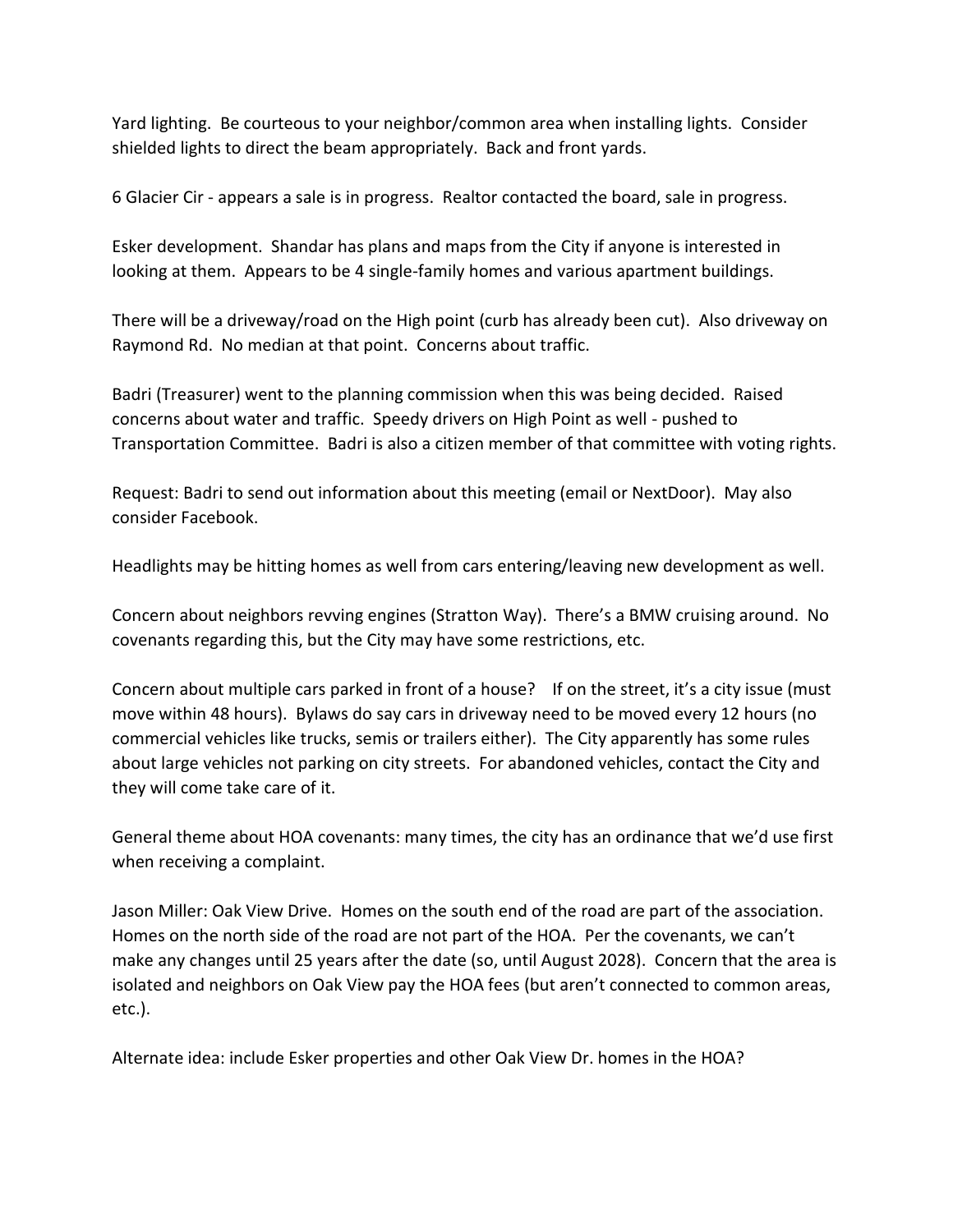Yard lighting. Be courteous to your neighbor/common area when installing lights. Consider shielded lights to direct the beam appropriately. Back and front yards.

6 Glacier Cir - appears a sale is in progress. Realtor contacted the board, sale in progress.

Esker development. Shandar has plans and maps from the City if anyone is interested in looking at them. Appears to be 4 single-family homes and various apartment buildings.

There will be a driveway/road on the High point (curb has already been cut). Also driveway on Raymond Rd. No median at that point. Concerns about traffic.

Badri (Treasurer) went to the planning commission when this was being decided. Raised concerns about water and traffic. Speedy drivers on High Point as well - pushed to Transportation Committee. Badri is also a citizen member of that committee with voting rights.

Request: Badri to send out information about this meeting (email or NextDoor). May also consider Facebook.

Headlights may be hitting homes as well from cars entering/leaving new development as well.

Concern about neighbors revving engines (Stratton Way). There's a BMW cruising around. No covenants regarding this, but the City may have some restrictions, etc.

Concern about multiple cars parked in front of a house? If on the street, it's a city issue (must move within 48 hours). Bylaws do say cars in driveway need to be moved every 12 hours (no commercial vehicles like trucks, semis or trailers either). The City apparently has some rules about large vehicles not parking on city streets. For abandoned vehicles, contact the City and they will come take care of it.

General theme about HOA covenants: many times, the city has an ordinance that we'd use first when receiving a complaint.

Jason Miller: Oak View Drive. Homes on the south end of the road are part of the association. Homes on the north side of the road are not part of the HOA. Per the covenants, we can't make any changes until 25 years after the date (so, until August 2028). Concern that the area is isolated and neighbors on Oak View pay the HOA fees (but aren't connected to common areas, etc.).

Alternate idea: include Esker properties and other Oak View Dr. homes in the HOA?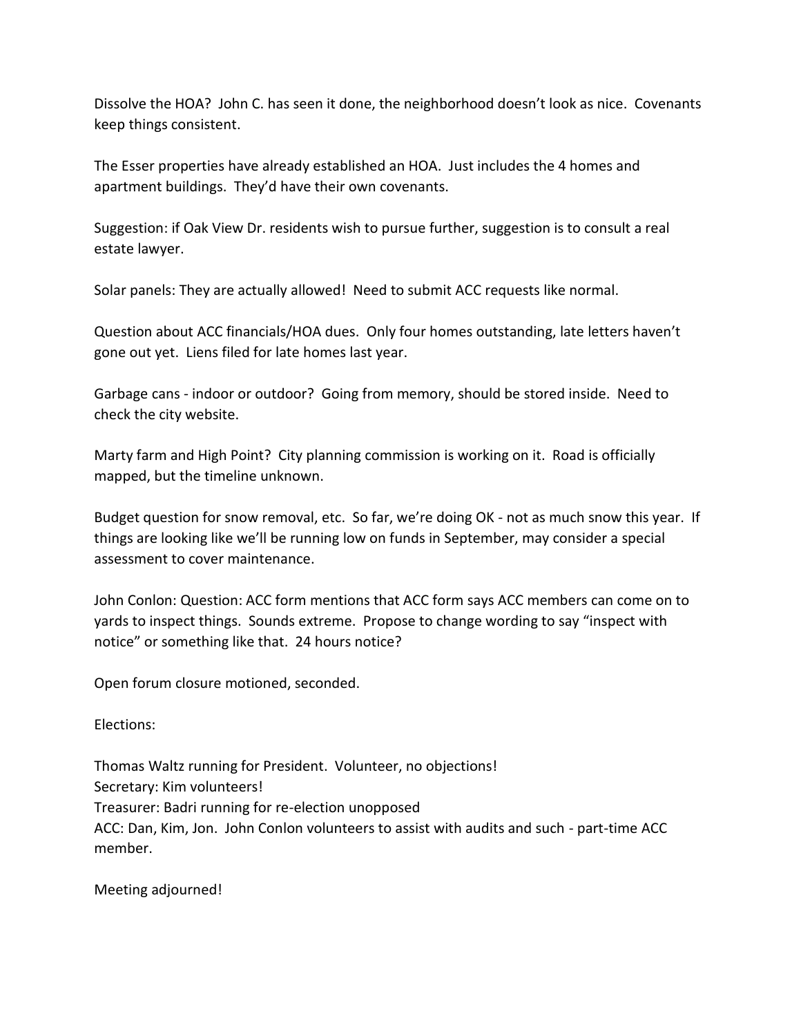Dissolve the HOA? John C. has seen it done, the neighborhood doesn't look as nice. Covenants keep things consistent.

The Esser properties have already established an HOA. Just includes the 4 homes and apartment buildings. They'd have their own covenants.

Suggestion: if Oak View Dr. residents wish to pursue further, suggestion is to consult a real estate lawyer.

Solar panels: They are actually allowed! Need to submit ACC requests like normal.

Question about ACC financials/HOA dues. Only four homes outstanding, late letters haven't gone out yet. Liens filed for late homes last year.

Garbage cans - indoor or outdoor? Going from memory, should be stored inside. Need to check the city website.

Marty farm and High Point? City planning commission is working on it. Road is officially mapped, but the timeline unknown.

Budget question for snow removal, etc. So far, we're doing OK - not as much snow this year. If things are looking like we'll be running low on funds in September, may consider a special assessment to cover maintenance.

John Conlon: Question: ACC form mentions that ACC form says ACC members can come on to yards to inspect things. Sounds extreme. Propose to change wording to say "inspect with notice" or something like that. 24 hours notice?

Open forum closure motioned, seconded.

Elections:

Thomas Waltz running for President. Volunteer, no objections!
Secretary: Kim volunteers!
Treasurer: Badri running for re-election unopposed
ACC: Dan, Kim, Jon. John Conlon volunteers to assist with audits and such - part-time ACC member.

Meeting adjourned!